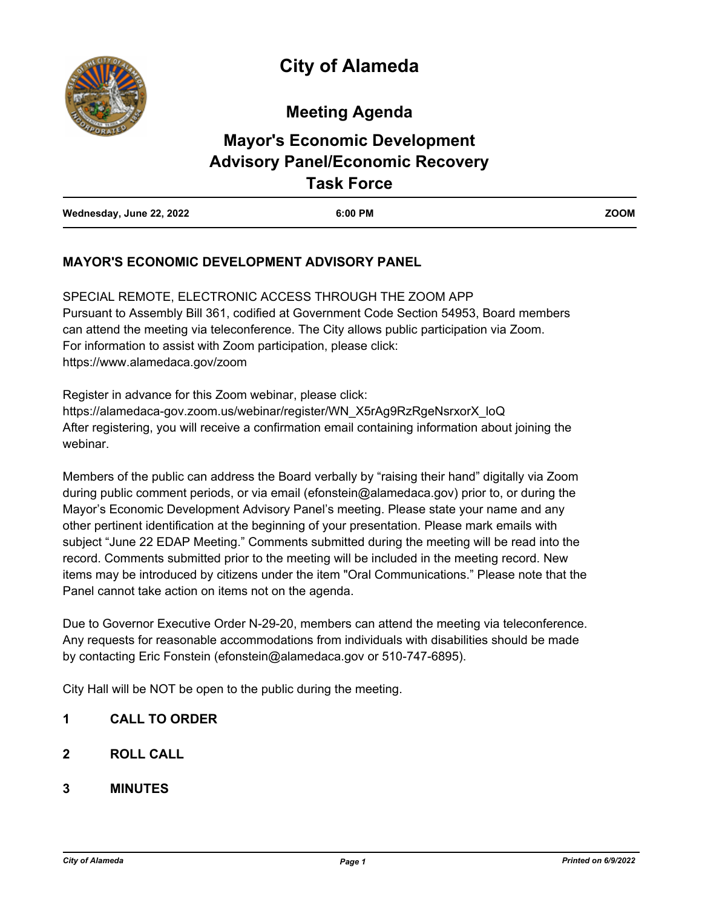# City of Alameda

## Meeting Agenda

## Mayor's Economic Development Advisory Panel/Economic Recovery Task Force

| Wednesday, June 22, 2022 | 6:00 PM | ZOOM |
|---|---|---|

### MAYOR'S ECONOMIC DEVELOPMENT ADVISORY PANEL

SPECIAL REMOTE, ELECTRONIC ACCESS THROUGH THE ZOOM APP
Pursuant to Assembly Bill 361, codified at Government Code Section 54953, Board members can attend the meeting via teleconference. The City allows public participation via Zoom.
For information to assist with Zoom participation, please click:
https://www.alamedaca.gov/zoom

Register in advance for this Zoom webinar, please click:
https://alamedaca-gov.zoom.us/webinar/register/WN_X5rAg9RzRgeNsrxorX_loQ
After registering, you will receive a confirmation email containing information about joining the webinar.

Members of the public can address the Board verbally by "raising their hand" digitally via Zoom during public comment periods, or via email (efonstein@alamedaca.gov) prior to, or during the Mayor's Economic Development Advisory Panel's meeting. Please state your name and any other pertinent identification at the beginning of your presentation. Please mark emails with subject "June 22 EDAP Meeting." Comments submitted during the meeting will be read into the record. Comments submitted prior to the meeting will be included in the meeting record. New items may be introduced by citizens under the item "Oral Communications." Please note that the Panel cannot take action on items not on the agenda.

Due to Governor Executive Order N-29-20, members can attend the meeting via teleconference. Any requests for reasonable accommodations from individuals with disabilities should be made by contacting Eric Fonstein (efonstein@alamedaca.gov or 510-747-6895).

City Hall will be NOT be open to the public during the meeting.

**1 CALL TO ORDER**

**2 ROLL CALL**

**3 MINUTES**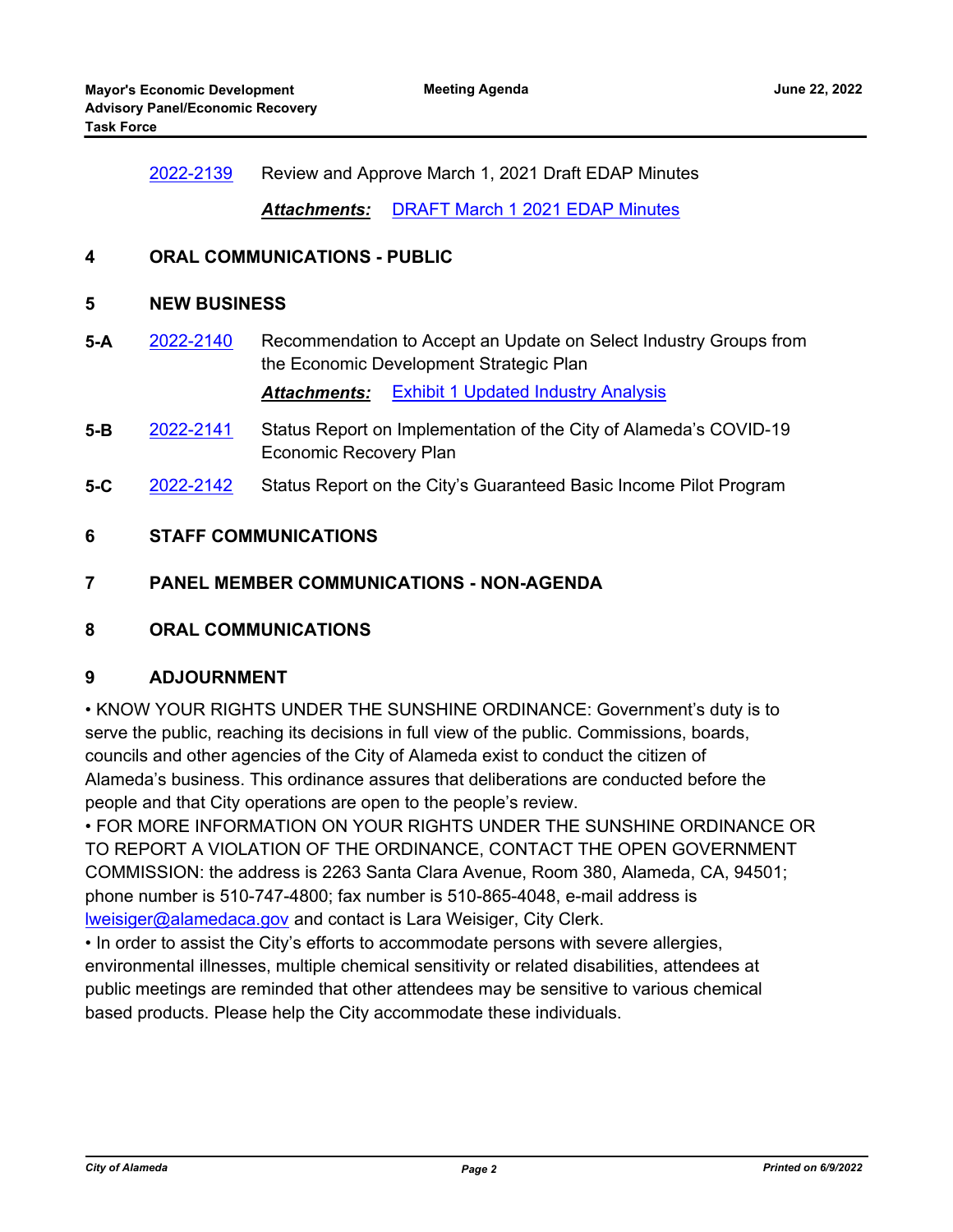2022-2139 Review and Approve March 1, 2021 Draft EDAP Minutes

***Attachments:*** DRAFT March 1 2021 EDAP Minutes

## 4 ORAL COMMUNICATIONS - PUBLIC

## 5 NEW BUSINESS

**5-A** 2022-2140 Recommendation to Accept an Update on Select Industry Groups from the Economic Development Strategic Plan

***Attachments:*** Exhibit 1 Updated Industry Analysis

**5-B** 2022-2141 Status Report on Implementation of the City of Alameda's COVID-19 Economic Recovery Plan

**5-C** 2022-2142 Status Report on the City's Guaranteed Basic Income Pilot Program

## 6 STAFF COMMUNICATIONS

## 7 PANEL MEMBER COMMUNICATIONS - NON-AGENDA

## 8 ORAL COMMUNICATIONS

## 9 ADJOURNMENT

• KNOW YOUR RIGHTS UNDER THE SUNSHINE ORDINANCE: Government's duty is to serve the public, reaching its decisions in full view of the public. Commissions, boards, councils and other agencies of the City of Alameda exist to conduct the citizen of Alameda's business. This ordinance assures that deliberations are conducted before the people and that City operations are open to the people's review.

• FOR MORE INFORMATION ON YOUR RIGHTS UNDER THE SUNSHINE ORDINANCE OR TO REPORT A VIOLATION OF THE ORDINANCE, CONTACT THE OPEN GOVERNMENT COMMISSION: the address is 2263 Santa Clara Avenue, Room 380, Alameda, CA, 94501; phone number is 510-747-4800; fax number is 510-865-4048, e-mail address is lweisiger@alamedaca.gov and contact is Lara Weisiger, City Clerk.

• In order to assist the City's efforts to accommodate persons with severe allergies, environmental illnesses, multiple chemical sensitivity or related disabilities, attendees at public meetings are reminded that other attendees may be sensitive to various chemical based products. Please help the City accommodate these individuals.